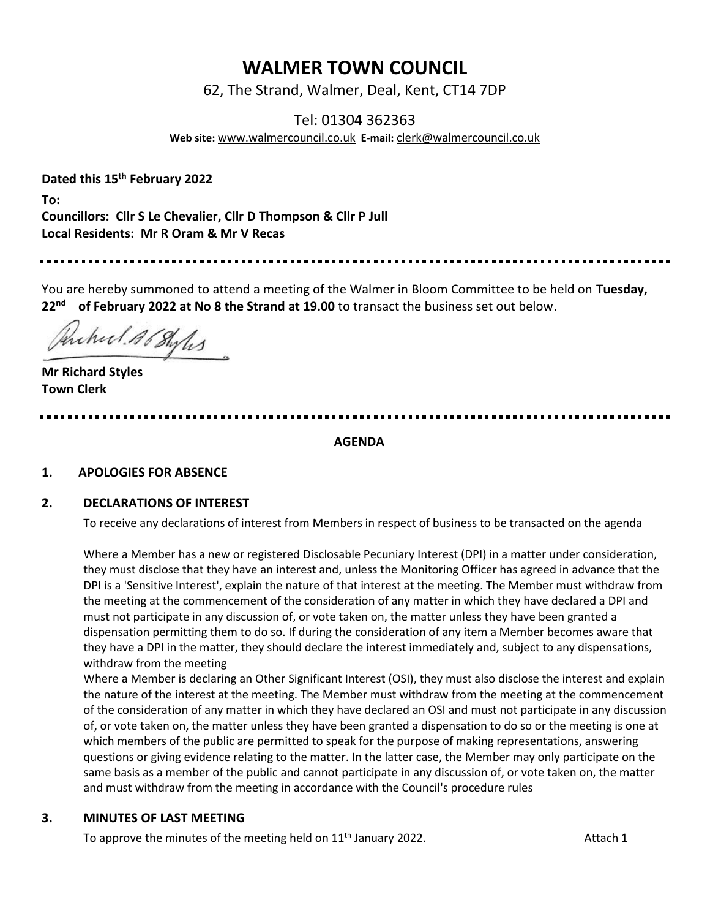# WALMER TOWN COUNCIL

62, The Strand, Walmer, Deal, Kent, CT14 7DP

Tel: 01304 362363

**Web site:** www.walmercouncil.co.uk **E-mail:** clerk@walmercouncil.co.uk

**Dated this 15th February 2022**

**To:**
**Councillors: Cllr S Le Chevalier, Cllr D Thompson & Cllr P Jull**
**Local Residents: Mr R Oram & Mr V Recas**

---

You are hereby summoned to attend a meeting of the Walmer in Bloom Committee to be held on **Tuesday, 22nd of February 2022 at No 8 the Strand at 19.00** to transact the business set out below.

**Mr Richard Styles**
**Town Clerk**

---

**AGENDA**

**1. APOLOGIES FOR ABSENCE**

**2. DECLARATIONS OF INTEREST**

To receive any declarations of interest from Members in respect of business to be transacted on the agenda

Where a Member has a new or registered Disclosable Pecuniary Interest (DPI) in a matter under consideration, they must disclose that they have an interest and, unless the Monitoring Officer has agreed in advance that the DPI is a 'Sensitive Interest', explain the nature of that interest at the meeting. The Member must withdraw from the meeting at the commencement of the consideration of any matter in which they have declared a DPI and must not participate in any discussion of, or vote taken on, the matter unless they have been granted a dispensation permitting them to do so. If during the consideration of any item a Member becomes aware that they have a DPI in the matter, they should declare the interest immediately and, subject to any dispensations, withdraw from the meeting

Where a Member is declaring an Other Significant Interest (OSI), they must also disclose the interest and explain the nature of the interest at the meeting. The Member must withdraw from the meeting at the commencement of the consideration of any matter in which they have declared an OSI and must not participate in any discussion of, or vote taken on, the matter unless they have been granted a dispensation to do so or the meeting is one at which members of the public are permitted to speak for the purpose of making representations, answering questions or giving evidence relating to the matter. In the latter case, the Member may only participate on the same basis as a member of the public and cannot participate in any discussion of, or vote taken on, the matter and must withdraw from the meeting in accordance with the Council's procedure rules

**3. MINUTES OF LAST MEETING**

To approve the minutes of the meeting held on 11th January 2022. Attach 1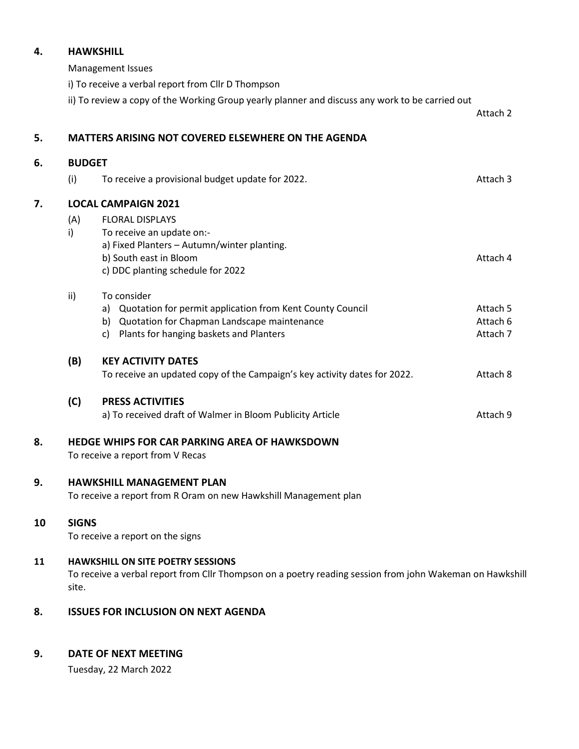## 4. HAWKSHILL

Management Issues

i) To receive a verbal report from Cllr D Thompson

ii) To review a copy of the Working Group yearly planner and discuss any work to be carried out — Attach 2

## 5. MATTERS ARISING NOT COVERED ELSEWHERE ON THE AGENDA

## 6. BUDGET

(i) To receive a provisional budget update for 2022. — Attach 3

## 7. LOCAL CAMPAIGN 2021

(A) FLORAL DISPLAYS

i) To receive an update on:-

a) Fixed Planters – Autumn/winter planting.
b) South east in Bloom — Attach 4
c) DDC planting schedule for 2022

ii) To consider

a) Quotation for permit application from Kent County Council — Attach 5
b) Quotation for Chapman Landscape maintenance — Attach 6
c) Plants for hanging baskets and Planters — Attach 7

**(B) KEY ACTIVITY DATES**

To receive an updated copy of the Campaign's key activity dates for 2022. — Attach 8

**(C) PRESS ACTIVITIES**

a) To received draft of Walmer in Bloom Publicity Article — Attach 9

## 8. HEDGE WHIPS FOR CAR PARKING AREA OF HAWKSDOWN

To receive a report from V Recas

## 9. HAWKSHILL MANAGEMENT PLAN

To receive a report from R Oram on new Hawkshill Management plan

## 10 SIGNS

To receive a report on the signs

## 11 HAWKSHILL ON SITE POETRY SESSIONS

To receive a verbal report from Cllr Thompson on a poetry reading session from john Wakeman on Hawkshill site.

## 8. ISSUES FOR INCLUSION ON NEXT AGENDA

## 9. DATE OF NEXT MEETING

Tuesday, 22 March 2022